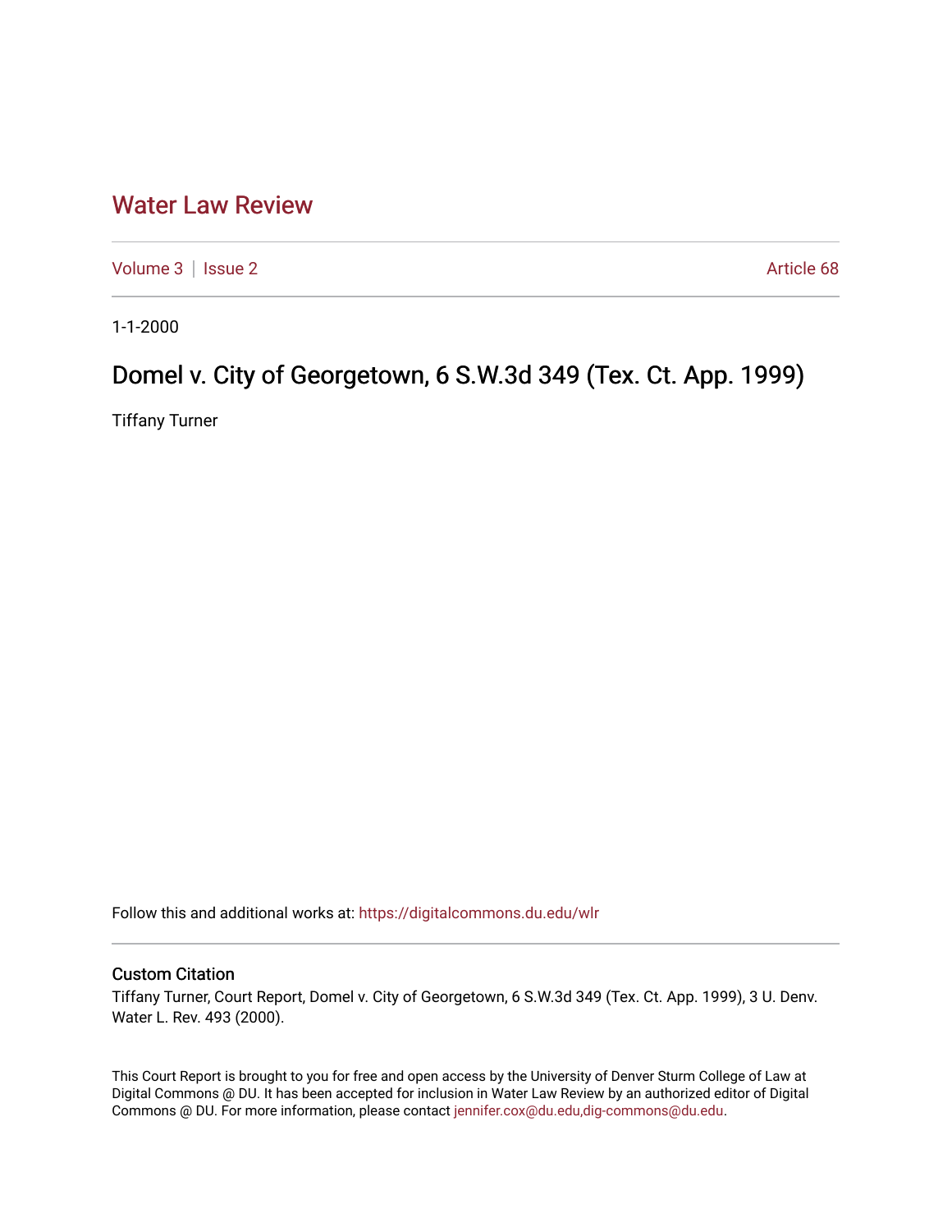# Water Law Review

Volume 3 | Issue 2 Article 68

1-1-2000

## Domel v. City of Georgetown, 6 S.W.3d 349 (Tex. Ct. App. 1999)

Tiffany Turner

Follow this and additional works at: https://digitalcommons.du.edu/wlr

### Custom Citation

Tiffany Turner, Court Report, Domel v. City of Georgetown, 6 S.W.3d 349 (Tex. Ct. App. 1999), 3 U. Denv. Water L. Rev. 493 (2000).

This Court Report is brought to you for free and open access by the University of Denver Sturm College of Law at Digital Commons @ DU. It has been accepted for inclusion in Water Law Review by an authorized editor of Digital Commons @ DU. For more information, please contact jennifer.cox@du.edu,dig-commons@du.edu.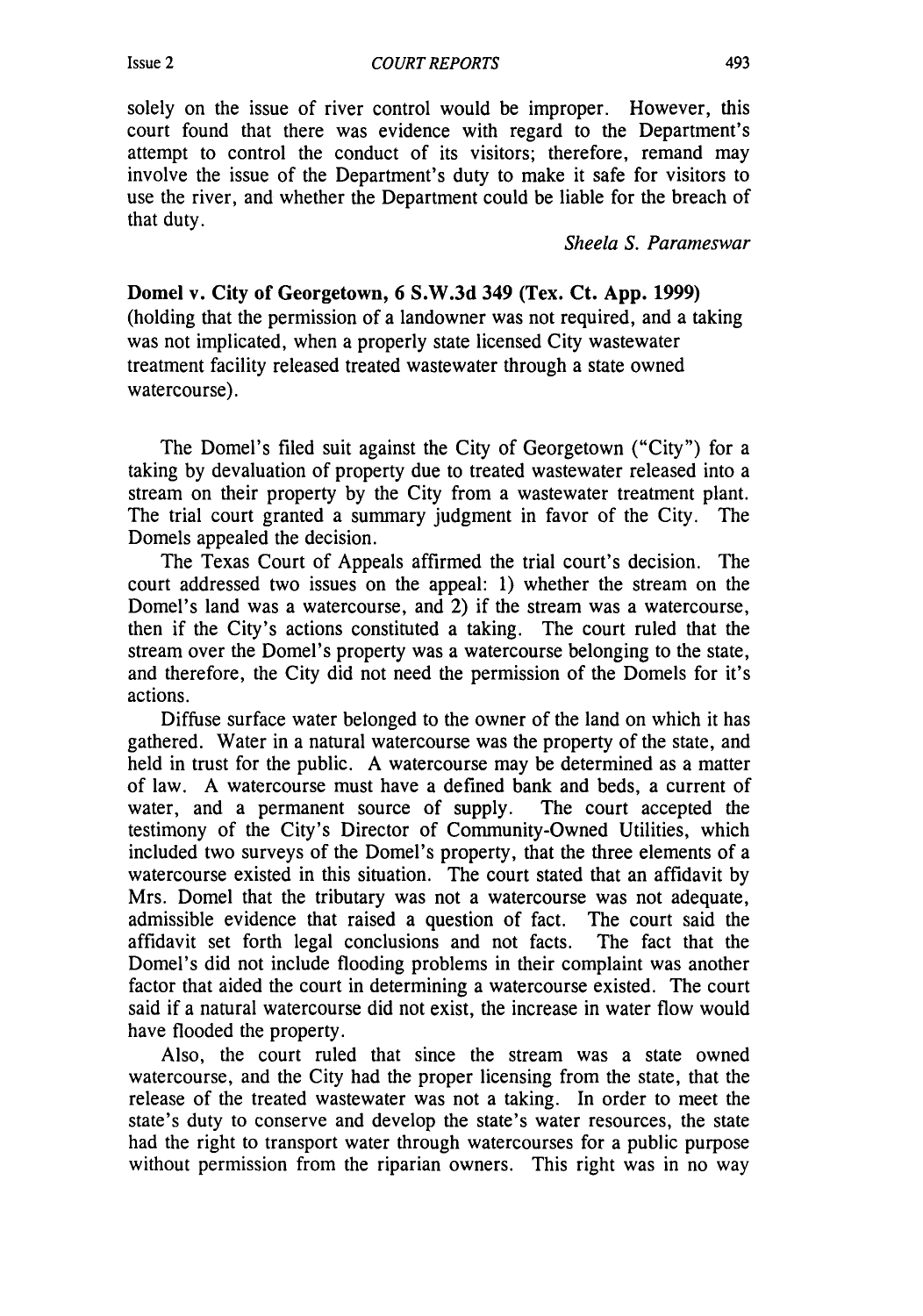solely on the issue of river control would be improper. However, this court found that there was evidence with regard to the Department's attempt to control the conduct of its visitors; therefore, remand may involve the issue of the Department's duty to make it safe for visitors to use the river, and whether the Department could be liable for the breach of that duty.

*Sheela S. Parameswar*

**Domel v. City of Georgetown, 6 S.W.3d 349 (Tex. Ct. App. 1999)** (holding that the permission of a landowner was not required, and a taking was not implicated, when a properly state licensed City wastewater treatment facility released treated wastewater through a state owned watercourse).

The Domel's filed suit against the City of Georgetown ("City") for a taking by devaluation of property due to treated wastewater released into a stream on their property by the City from a wastewater treatment plant. The trial court granted a summary judgment in favor of the City. The Domels appealed the decision.

The Texas Court of Appeals affirmed the trial court's decision. The court addressed two issues on the appeal: 1) whether the stream on the Domel's land was a watercourse, and 2) if the stream was a watercourse, then if the City's actions constituted a taking. The court ruled that the stream over the Domel's property was a watercourse belonging to the state, and therefore, the City did not need the permission of the Domels for it's actions.

Diffuse surface water belonged to the owner of the land on which it has gathered. Water in a natural watercourse was the property of the state, and held in trust for the public. A watercourse may be determined as a matter of law. A watercourse must have a defined bank and beds, a current of water, and a permanent source of supply. The court accepted the testimony of the City's Director of Community-Owned Utilities, which included two surveys of the Domel's property, that the three elements of a watercourse existed in this situation. The court stated that an affidavit by Mrs. Domel that the tributary was not a watercourse was not adequate, admissible evidence that raised a question of fact. The court said the affidavit set forth legal conclusions and not facts. The fact that the Domel's did not include flooding problems in their complaint was another factor that aided the court in determining a watercourse existed. The court said if a natural watercourse did not exist, the increase in water flow would have flooded the property.

Also, the court ruled that since the stream was a state owned watercourse, and the City had the proper licensing from the state, that the release of the treated wastewater was not a taking. In order to meet the state's duty to conserve and develop the state's water resources, the state had the right to transport water through watercourses for a public purpose without permission from the riparian owners. This right was in no way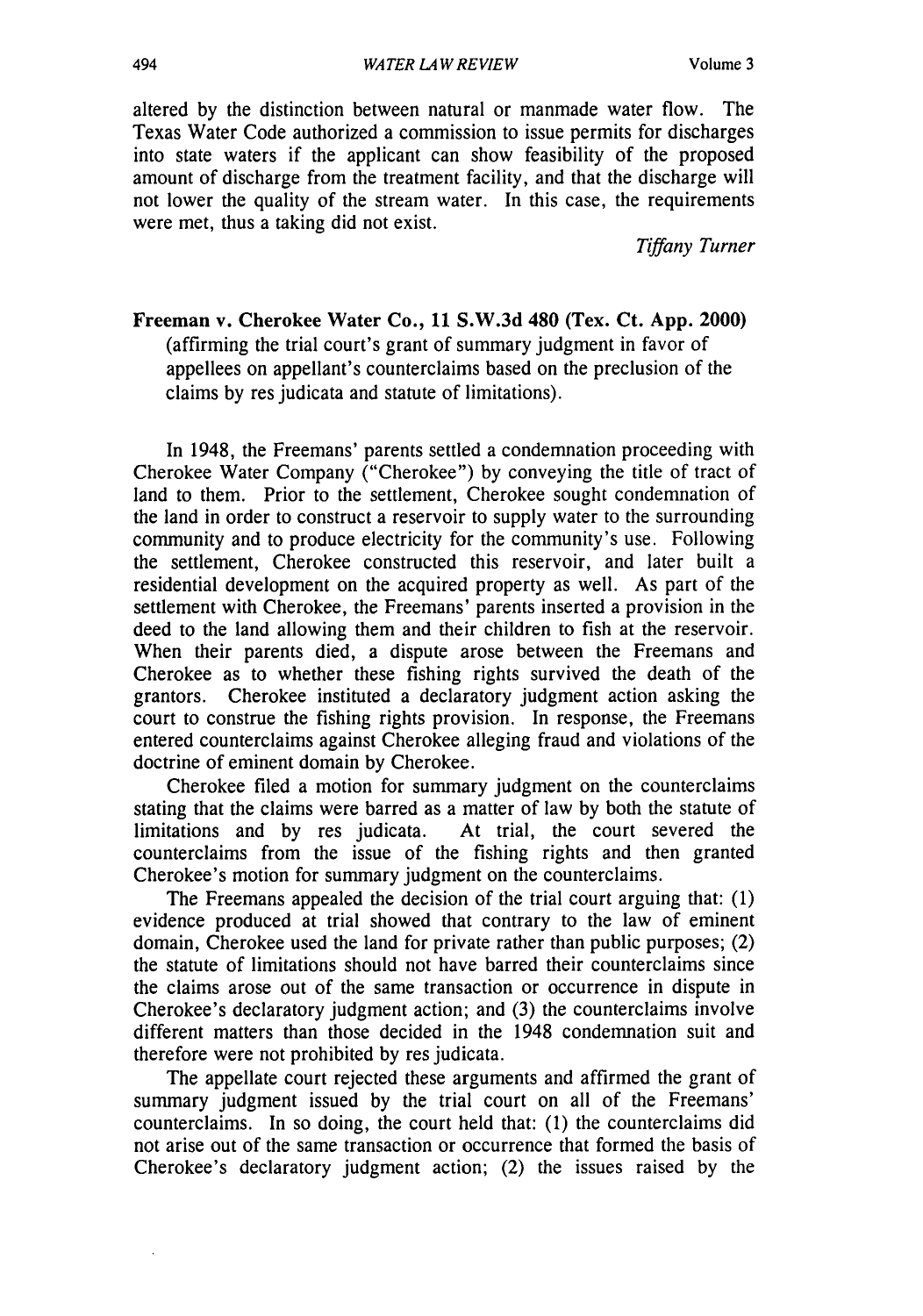altered by the distinction between natural or manmade water flow. The Texas Water Code authorized a commission to issue permits for discharges into state waters if the applicant can show feasibility of the proposed amount of discharge from the treatment facility, and that the discharge will not lower the quality of the stream water. In this case, the requirements were met, thus a taking did not exist.

*Tiffany Turner*

**Freeman v. Cherokee Water Co., 11 S.W.3d 480 (Tex. Ct. App. 2000)** (affirming the trial court's grant of summary judgment in favor of appellees on appellant's counterclaims based on the preclusion of the claims by res judicata and statute of limitations).

In 1948, the Freemans' parents settled a condemnation proceeding with Cherokee Water Company ("Cherokee") by conveying the title of tract of land to them. Prior to the settlement, Cherokee sought condemnation of the land in order to construct a reservoir to supply water to the surrounding community and to produce electricity for the community's use. Following the settlement, Cherokee constructed this reservoir, and later built a residential development on the acquired property as well. As part of the settlement with Cherokee, the Freemans' parents inserted a provision in the deed to the land allowing them and their children to fish at the reservoir. When their parents died, a dispute arose between the Freemans and Cherokee as to whether these fishing rights survived the death of the grantors. Cherokee instituted a declaratory judgment action asking the court to construe the fishing rights provision. In response, the Freemans entered counterclaims against Cherokee alleging fraud and violations of the doctrine of eminent domain by Cherokee.

Cherokee filed a motion for summary judgment on the counterclaims stating that the claims were barred as a matter of law by both the statute of limitations and by res judicata. At trial, the court severed the counterclaims from the issue of the fishing rights and then granted Cherokee's motion for summary judgment on the counterclaims.

The Freemans appealed the decision of the trial court arguing that: (1) evidence produced at trial showed that contrary to the law of eminent domain, Cherokee used the land for private rather than public purposes; (2) the statute of limitations should not have barred their counterclaims since the claims arose out of the same transaction or occurrence in dispute in Cherokee's declaratory judgment action; and (3) the counterclaims involve different matters than those decided in the 1948 condemnation suit and therefore were not prohibited by res judicata.

The appellate court rejected these arguments and affirmed the grant of summary judgment issued by the trial court on all of the Freemans' counterclaims. In so doing, the court held that: (1) the counterclaims did not arise out of the same transaction or occurrence that formed the basis of Cherokee's declaratory judgment action; (2) the issues raised by the